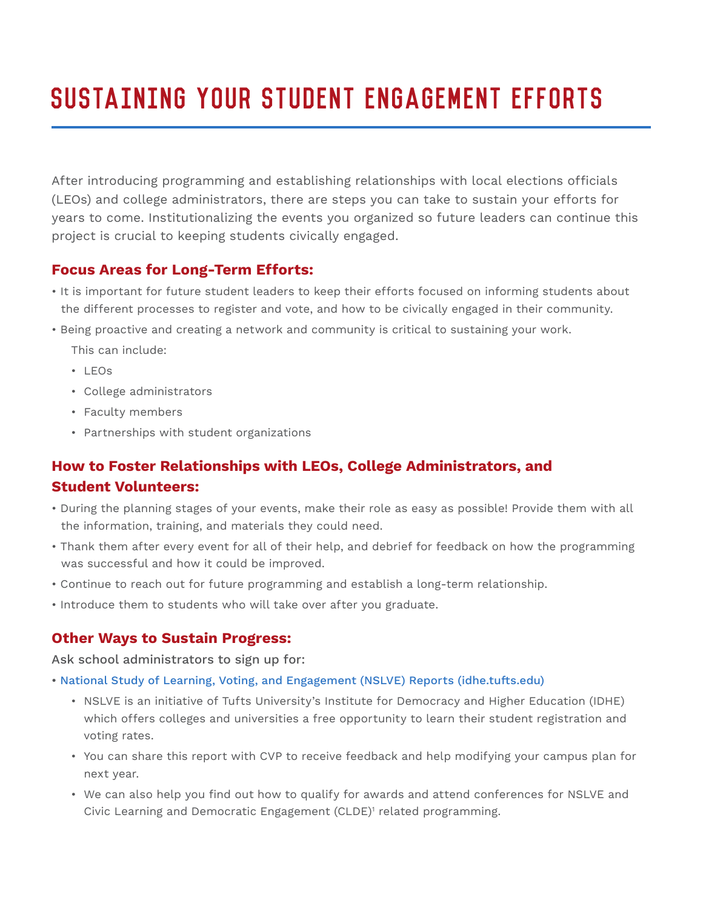# Sustaining Your Student Engagement Efforts

After introducing programming and establishing relationships with local elections officials (LEOs) and college administrators, there are steps you can take to sustain your efforts for years to come. Institutionalizing the events you organized so future leaders can continue this project is crucial to keeping students civically engaged.

### Focus Areas for Long-Term Efforts:

- It is important for future student leaders to keep their efforts focused on informing students about the different processes to register and vote, and how to be civically engaged in their community.
- Being proactive and creating a network and community is critical to sustaining your work.

  This can include:
  - LEOs
  - College administrators
  - Faculty members
  - Partnerships with student organizations

### How to Foster Relationships with LEOs, College Administrators, and Student Volunteers:

- During the planning stages of your events, make their role as easy as possible! Provide them with all the information, training, and materials they could need.
- Thank them after every event for all of their help, and debrief for feedback on how the programming was successful and how it could be improved.
- Continue to reach out for future programming and establish a long-term relationship.
- Introduce them to students who will take over after you graduate.

### Other Ways to Sustain Progress:

Ask school administrators to sign up for:

- National Study of Learning, Voting, and Engagement (NSLVE) Reports (idhe.tufts.edu)
  - NSLVE is an initiative of Tufts University's Institute for Democracy and Higher Education (IDHE) which offers colleges and universities a free opportunity to learn their student registration and voting rates.
  - You can share this report with CVP to receive feedback and help modifying your campus plan for next year.
  - We can also help you find out how to qualify for awards and attend conferences for NSLVE and Civic Learning and Democratic Engagement (CLDE)[1] related programming.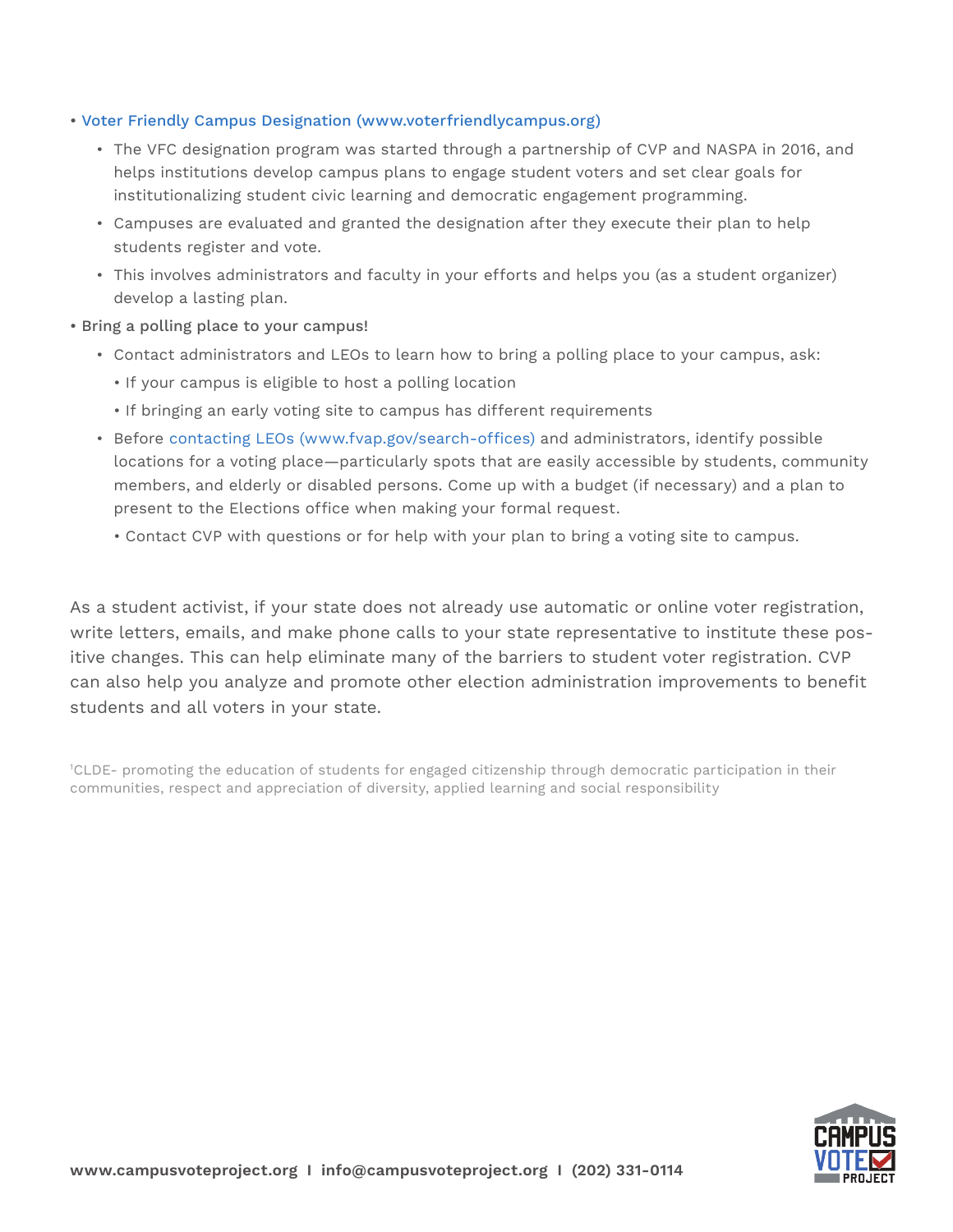- Voter Friendly Campus Designation (www.voterfriendlycampus.org)
  - The VFC designation program was started through a partnership of CVP and NASPA in 2016, and helps institutions develop campus plans to engage student voters and set clear goals for institutionalizing student civic learning and democratic engagement programming.
  - Campuses are evaluated and granted the designation after they execute their plan to help students register and vote.
  - This involves administrators and faculty in your efforts and helps you (as a student organizer) develop a lasting plan.
- Bring a polling place to your campus!
  - Contact administrators and LEOs to learn how to bring a polling place to your campus, ask:
    - If your campus is eligible to host a polling location
    - If bringing an early voting site to campus has different requirements
  - Before contacting LEOs (www.fvap.gov/search-offices) and administrators, identify possible locations for a voting place—particularly spots that are easily accessible by students, community members, and elderly or disabled persons. Come up with a budget (if necessary) and a plan to present to the Elections office when making your formal request.
    - Contact CVP with questions or for help with your plan to bring a voting site to campus.

As a student activist, if your state does not already use automatic or online voter registration, write letters, emails, and make phone calls to your state representative to institute these positive changes. This can help eliminate many of the barriers to student voter registration. CVP can also help you analyze and promote other election administration improvements to benefit students and all voters in your state.

[1]CLDE- promoting the education of students for engaged citizenship through democratic participation in their communities, respect and appreciation of diversity, applied learning and social responsibility

**www.campusvoteproject.org | info@campusvoteproject.org | (202) 331-0114**